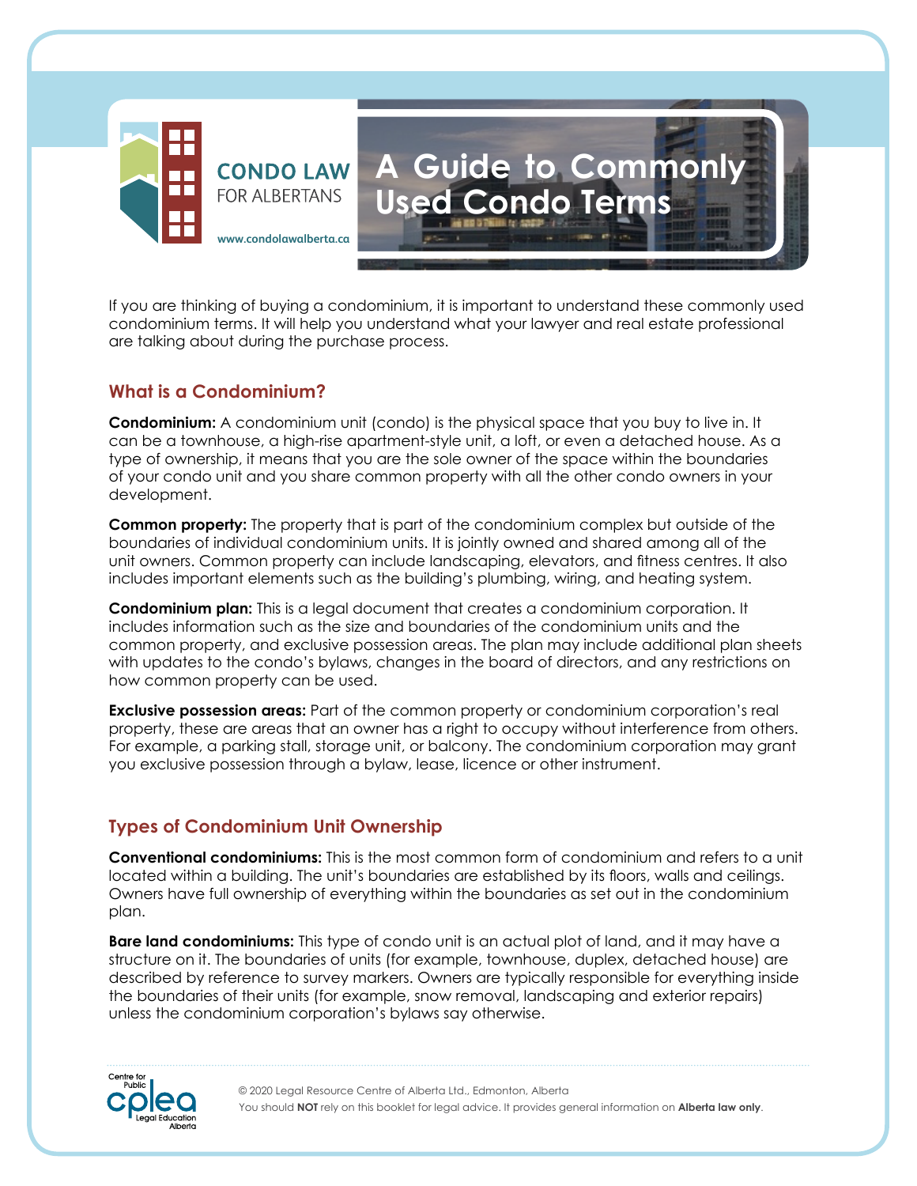CONDO LAW FOR ALBERTANS

www.condolawalberta.ca

# A Guide to Commonly Used Condo Terms

If you are thinking of buying a condominium, it is important to understand these commonly used condominium terms. It will help you understand what your lawyer and real estate professional are talking about during the purchase process.

## What is a Condominium?

**Condominium:** A condominium unit (condo) is the physical space that you buy to live in. It can be a townhouse, a high-rise apartment-style unit, a loft, or even a detached house. As a type of ownership, it means that you are the sole owner of the space within the boundaries of your condo unit and you share common property with all the other condo owners in your development.

**Common property:** The property that is part of the condominium complex but outside of the boundaries of individual condominium units. It is jointly owned and shared among all of the unit owners. Common property can include landscaping, elevators, and fitness centres. It also includes important elements such as the building's plumbing, wiring, and heating system.

**Condominium plan:** This is a legal document that creates a condominium corporation. It includes information such as the size and boundaries of the condominium units and the common property, and exclusive possession areas. The plan may include additional plan sheets with updates to the condo's bylaws, changes in the board of directors, and any restrictions on how common property can be used.

**Exclusive possession areas:** Part of the common property or condominium corporation's real property, these are areas that an owner has a right to occupy without interference from others. For example, a parking stall, storage unit, or balcony. The condominium corporation may grant you exclusive possession through a bylaw, lease, licence or other instrument.

## Types of Condominium Unit Ownership

**Conventional condominiums:** This is the most common form of condominium and refers to a unit located within a building. The unit's boundaries are established by its floors, walls and ceilings. Owners have full ownership of everything within the boundaries as set out in the condominium plan.

**Bare land condominiums:** This type of condo unit is an actual plot of land, and it may have a structure on it. The boundaries of units (for example, townhouse, duplex, detached house) are described by reference to survey markers. Owners are typically responsible for everything inside the boundaries of their units (for example, snow removal, landscaping and exterior repairs) unless the condominium corporation's bylaws say otherwise.

© 2020 Legal Resource Centre of Alberta Ltd., Edmonton, Alberta
You should **NOT** rely on this booklet for legal advice. It provides general information on **Alberta law only**.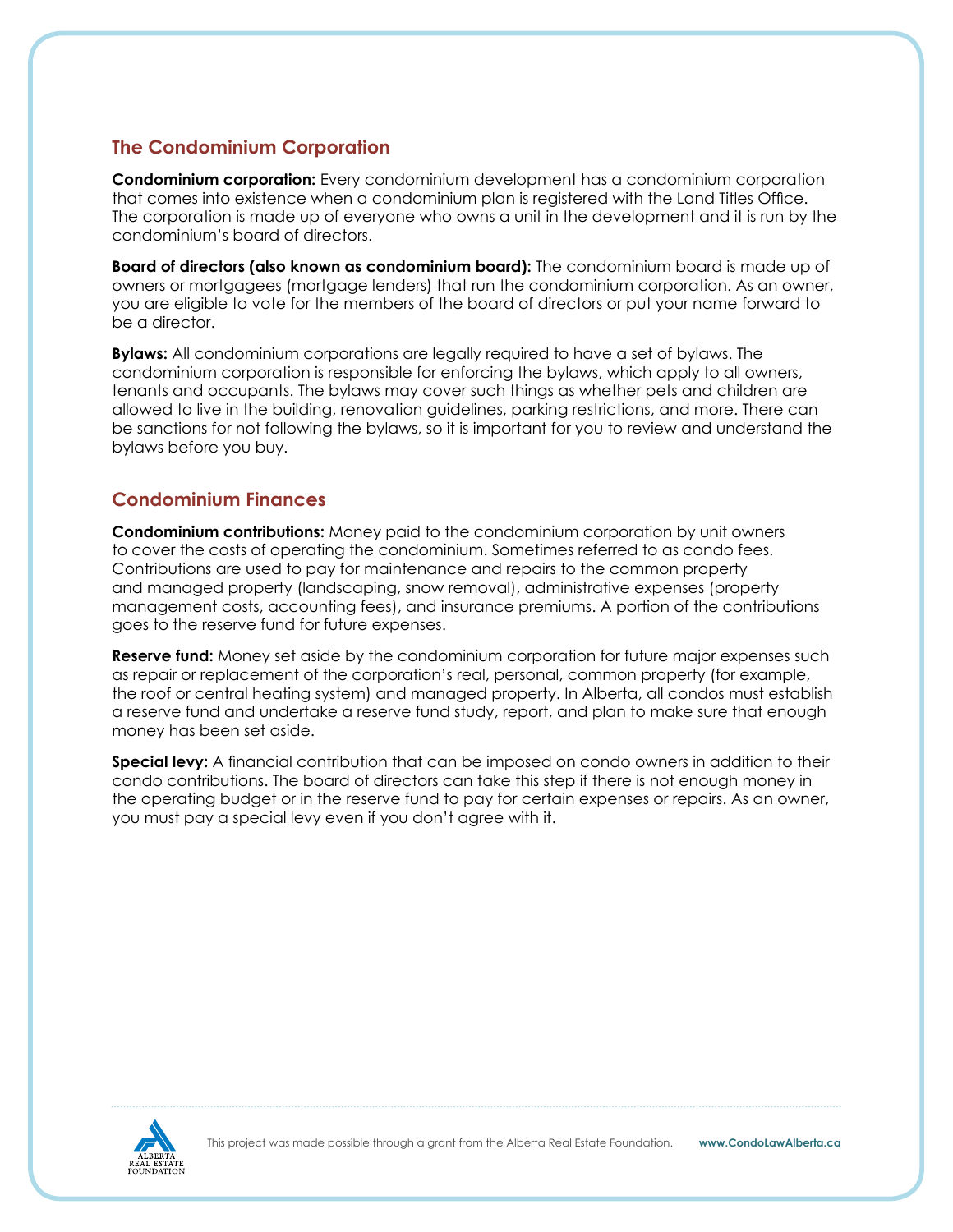## The Condominium Corporation

**Condominium corporation:** Every condominium development has a condominium corporation that comes into existence when a condominium plan is registered with the Land Titles Office. The corporation is made up of everyone who owns a unit in the development and it is run by the condominium's board of directors.

**Board of directors (also known as condominium board):** The condominium board is made up of owners or mortgagees (mortgage lenders) that run the condominium corporation. As an owner, you are eligible to vote for the members of the board of directors or put your name forward to be a director.

**Bylaws:** All condominium corporations are legally required to have a set of bylaws. The condominium corporation is responsible for enforcing the bylaws, which apply to all owners, tenants and occupants. The bylaws may cover such things as whether pets and children are allowed to live in the building, renovation guidelines, parking restrictions, and more. There can be sanctions for not following the bylaws, so it is important for you to review and understand the bylaws before you buy.

## Condominium Finances

**Condominium contributions:** Money paid to the condominium corporation by unit owners to cover the costs of operating the condominium. Sometimes referred to as condo fees. Contributions are used to pay for maintenance and repairs to the common property and managed property (landscaping, snow removal), administrative expenses (property management costs, accounting fees), and insurance premiums. A portion of the contributions goes to the reserve fund for future expenses.

**Reserve fund:** Money set aside by the condominium corporation for future major expenses such as repair or replacement of the corporation's real, personal, common property (for example, the roof or central heating system) and managed property. In Alberta, all condos must establish a reserve fund and undertake a reserve fund study, report, and plan to make sure that enough money has been set aside.

**Special levy:** A financial contribution that can be imposed on condo owners in addition to their condo contributions. The board of directors can take this step if there is not enough money in the operating budget or in the reserve fund to pay for certain expenses or repairs. As an owner, you must pay a special levy even if you don't agree with it.